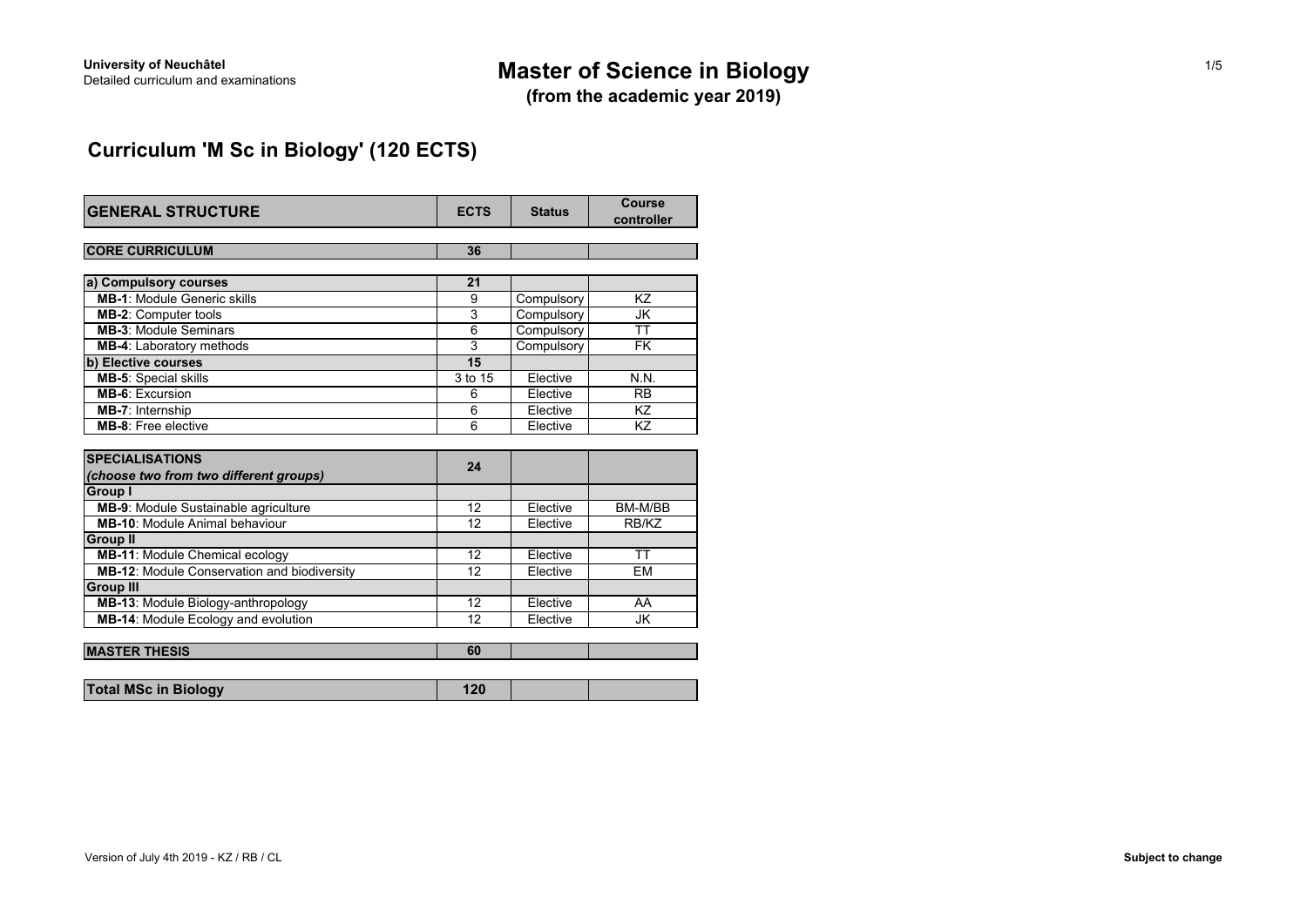University of Neuchâtel
Detailed curriculum and examinations

# Master of Science in Biology
**(from the academic year 2019)**

## Curriculum 'M Sc in Biology' (120 ECTS)

| GENERAL STRUCTURE | ECTS | Status | Course controller |
|---|---|---|---|
| **CORE CURRICULUM** | **36** | | |
| **a) Compulsory courses** | **21** | | |
| **MB-1**: Module Generic skills | 9 | Compulsory | KZ |
| **MB-2**: Computer tools | 3 | Compulsory | JK |
| **MB-3**: Module Seminars | 6 | Compulsory | TT |
| **MB-4**: Laboratory methods | 3 | Compulsory | FK |
| **b) Elective courses** | **15** | | |
| **MB-5**: Special skills | 3 to 15 | Elective | N.N. |
| **MB-6**: Excursion | 6 | Elective | RB |
| **MB-7**: Internship | 6 | Elective | KZ |
| **MB-8**: Free elective | 6 | Elective | KZ |
| **SPECIALISATIONS** *(choose two from two different groups)* | **24** | | |
| **Group I** | | | |
| **MB-9**: Module Sustainable agriculture | 12 | Elective | BM-M/BB |
| **MB-10**: Module Animal behaviour | 12 | Elective | RB/KZ |
| **Group II** | | | |
| **MB-11**: Module Chemical ecology | 12 | Elective | TT |
| **MB-12**: Module Conservation and biodiversity | 12 | Elective | EM |
| **Group III** | | | |
| **MB-13**: Module Biology-anthropology | 12 | Elective | AA |
| **MB-14**: Module Ecology and evolution | 12 | Elective | JK |
| **MASTER THESIS** | **60** | | |
| **Total MSc in Biology** | **120** | | |

Version of July 4th 2019 - KZ / RB / CL

**Subject to change**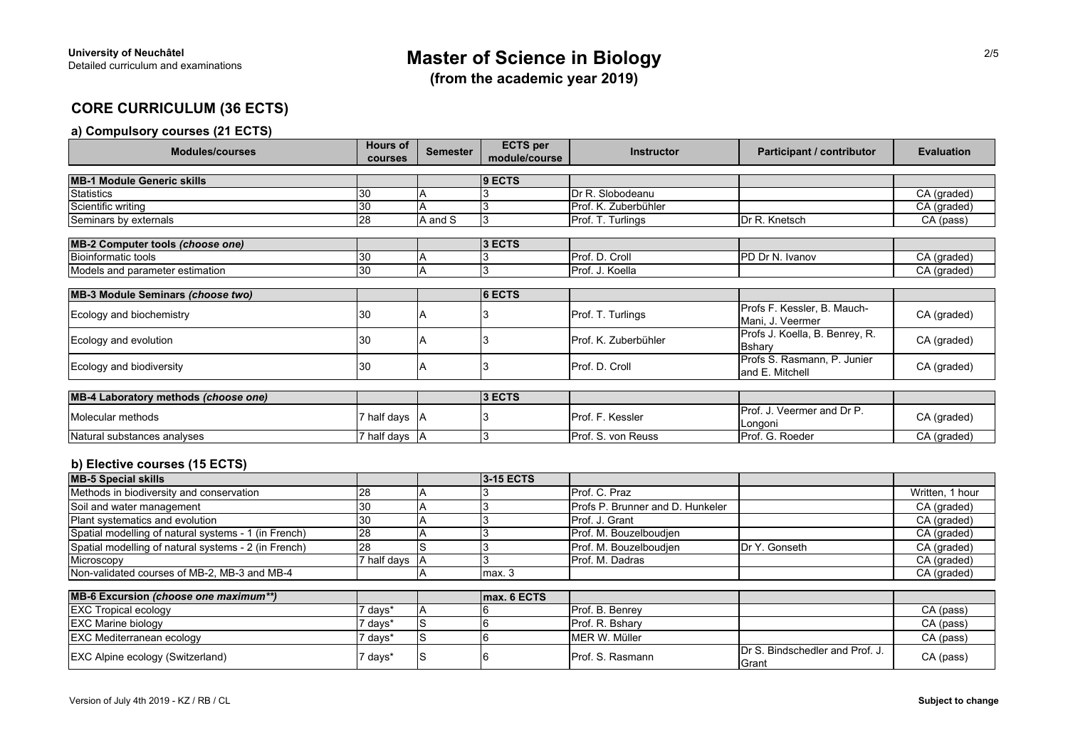**University of Neuchâtel**
Detailed curriculum and examinations

# Master of Science in Biology
**(from the academic year 2019)**

## CORE CURRICULUM (36 ECTS)

### a) Compulsory courses (21 ECTS)

| Modules/courses | Hours of courses | Semester | ECTS per module/course | Instructor | Participant / contributor | Evaluation |
|---|---|---|---|---|---|---|
| **MB-1 Module Generic skills** | | | **9 ECTS** | | | |
| Statistics | 30 | A | 3 | Dr R. Slobodeanu | | CA (graded) |
| Scientific writing | 30 | A | 3 | Prof. K. Zuberbühler | | CA (graded) |
| Seminars by externals | 28 | A and S | 3 | Prof. T. Turlings | Dr R. Knetsch | CA (pass) |
| **MB-2 Computer tools *(choose one)*** | | | **3 ECTS** | | | |
| Bioinformatic tools | 30 | A | 3 | Prof. D. Croll | PD Dr N. Ivanov | CA (graded) |
| Models and parameter estimation | 30 | A | 3 | Prof. J. Koella | | CA (graded) |
| **MB-3 Module Seminars *(choose two)*** | | | **6 ECTS** | | | |
| Ecology and biochemistry | 30 | A | 3 | Prof. T. Turlings | Profs F. Kessler, B. Mauch-Mani, J. Veermer | CA (graded) |
| Ecology and evolution | 30 | A | 3 | Prof. K. Zuberbühler | Profs J. Koella, B. Benrey, R. Bshary | CA (graded) |
| Ecology and biodiversity | 30 | A | 3 | Prof. D. Croll | Profs S. Rasmann, P. Junier and E. Mitchell | CA (graded) |
| **MB-4 Laboratory methods *(choose one)*** | | | **3 ECTS** | | | |
| Molecular methods | 7 half days | A | 3 | Prof. F. Kessler | Prof. J. Veermer and Dr P. Longoni | CA (graded) |
| Natural substances analyses | 7 half days | A | 3 | Prof. S. von Reuss | Prof. G. Roeder | CA (graded) |

### b) Elective courses (15 ECTS)

| Modules/courses | Hours of courses | Semester | ECTS per module/course | Instructor | Participant / contributor | Evaluation |
|---|---|---|---|---|---|---|
| **MB-5 Special skills** | | | **3-15 ECTS** | | | |
| Methods in biodiversity and conservation | 28 | A | 3 | Prof. C. Praz | | Written, 1 hour |
| Soil and water management | 30 | A | 3 | Profs P. Brunner and D. Hunkeler | | CA (graded) |
| Plant systematics and evolution | 30 | A | 3 | Prof. J. Grant | | CA (graded) |
| Spatial modelling of natural systems - 1 (in French) | 28 | A | 3 | Prof. M. Bouzelboudjen | | CA (graded) |
| Spatial modelling of natural systems - 2 (in French) | 28 | S | 3 | Prof. M. Bouzelboudjen | Dr Y. Gonseth | CA (graded) |
| Microscopy | 7 half days | A | 3 | Prof. M. Dadras | | CA (graded) |
| Non-validated courses of MB-2, MB-3 and MB-4 | | A | max. 3 | | | CA (graded) |
| **MB-6 Excursion *(choose one maximum**)*** | | | **max. 6 ECTS** | | | |
| EXC Tropical ecology | 7 days* | A | 6 | Prof. B. Benrey | | CA (pass) |
| EXC Marine biology | 7 days* | S | 6 | Prof. R. Bshary | | CA (pass) |
| EXC Mediterranean ecology | 7 days* | S | 6 | MER W. Müller | | CA (pass) |
| EXC Alpine ecology (Switzerland) | 7 days* | S | 6 | Prof. S. Rasmann | Dr S. Bindschedler and Prof. J. Grant | CA (pass) |

Version of July 4th 2019 - KZ / RB / CL

**Subject to change**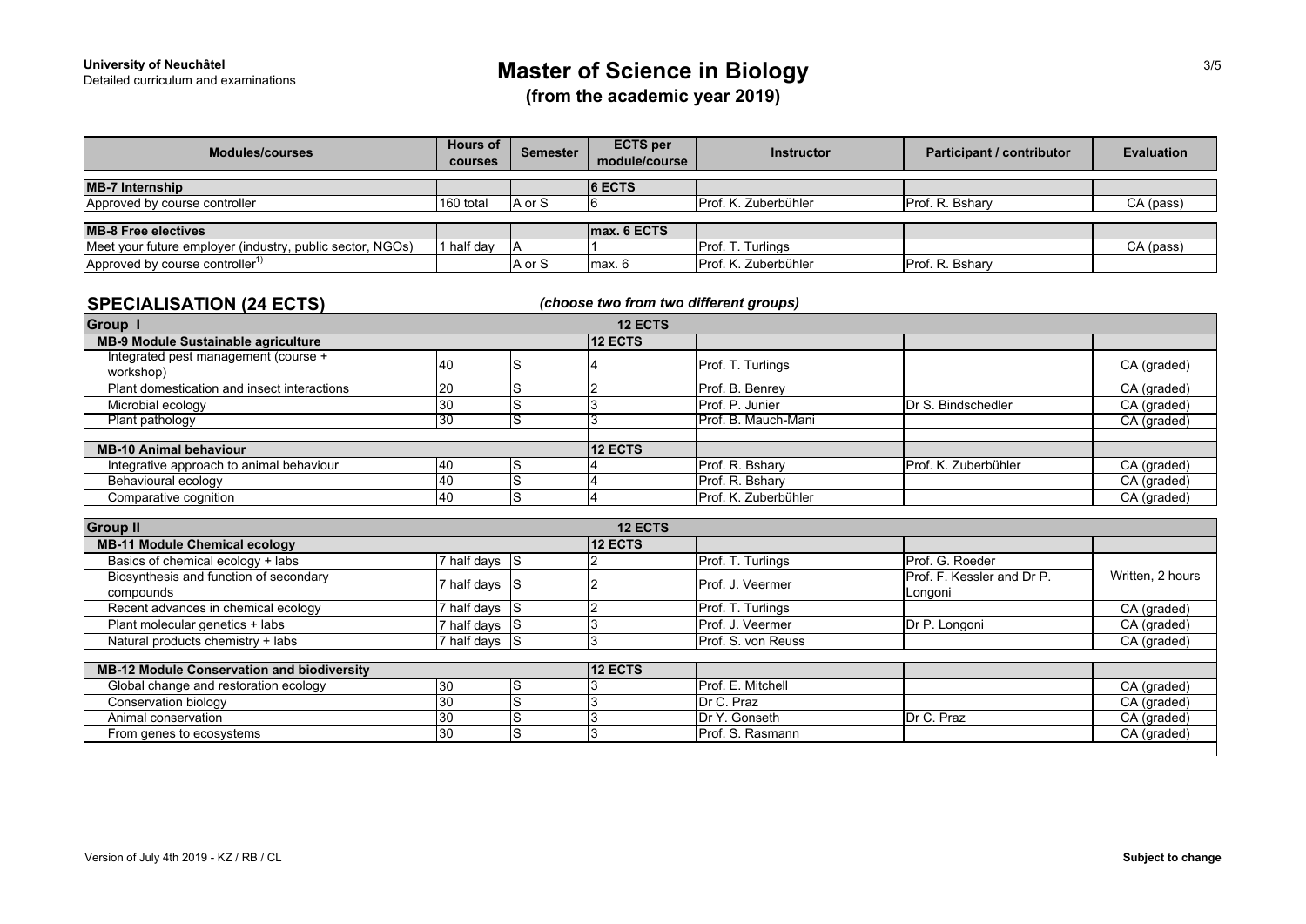**University of Neuchâtel**
Detailed curriculum and examinations

# Master of Science in Biology
## (from the academic year 2019)

| Modules/courses | Hours of courses | Semester | ECTS per module/course | Instructor | Participant / contributor | Evaluation |
|---|---|---|---|---|---|---|
| **MB-7 Internship** | | | **6 ECTS** | | | |
| Approved by course controller | 160 total | A or S | 6 | Prof. K. Zuberbühler | Prof. R. Bshary | CA (pass) |
| **MB-8 Free electives** | | | **max. 6 ECTS** | | | |
| Meet your future employer (industry, public sector, NGOs) | 1 half day | A | 1 | Prof. T. Turlings | | CA (pass) |
| Approved by course controller[1)] | | A or S | max. 6 | Prof. K. Zuberbühler | Prof. R. Bshary | |

## SPECIALISATION (24 ECTS)

*(choose two from two different groups)*

| Modules/courses | Hours of courses | Semester | ECTS per module/course | Instructor | Participant / contributor | Evaluation |
|---|---|---|---|---|---|---|
| **Group I** | | | **12 ECTS** | | | |
| **MB-9 Module Sustainable agriculture** | | | **12 ECTS** | | | |
| Integrated pest management (course + workshop) | 40 | S | 4 | Prof. T. Turlings | | CA (graded) |
| Plant domestication and insect interactions | 20 | S | 2 | Prof. B. Benrey | | CA (graded) |
| Microbial ecology | 30 | S | 3 | Prof. P. Junier | Dr S. Bindschedler | CA (graded) |
| Plant pathology | 30 | S | 3 | Prof. B. Mauch-Mani | | CA (graded) |
| **MB-10 Animal behaviour** | | | **12 ECTS** | | | |
| Integrative approach to animal behaviour | 40 | S | 4 | Prof. R. Bshary | Prof. K. Zuberbühler | CA (graded) |
| Behavioural ecology | 40 | S | 4 | Prof. R. Bshary | | CA (graded) |
| Comparative cognition | 40 | S | 4 | Prof. K. Zuberbühler | | CA (graded) |
| **Group II** | | | **12 ECTS** | | | |
| **MB-11 Module Chemical ecology** | | | **12 ECTS** | | | |
| Basics of chemical ecology + labs | 7 half days | S | 2 | Prof. T. Turlings | Prof. G. Roeder | Written, 2 hours |
| Biosynthesis and function of secondary compounds | 7 half days | S | 2 | Prof. J. Veermer | Prof. F. Kessler and Dr P. Longoni | |
| Recent advances in chemical ecology | 7 half days | S | 2 | Prof. T. Turlings | | CA (graded) |
| Plant molecular genetics + labs | 7 half days | S | 3 | Prof. J. Veermer | Dr P. Longoni | CA (graded) |
| Natural products chemistry + labs | 7 half days | S | 3 | Prof. S. von Reuss | | CA (graded) |
| **MB-12 Module Conservation and biodiversity** | | | **12 ECTS** | | | |
| Global change and restoration ecology | 30 | S | 3 | Prof. E. Mitchell | | CA (graded) |
| Conservation biology | 30 | S | 3 | Dr C. Praz | | CA (graded) |
| Animal conservation | 30 | S | 3 | Dr Y. Gonseth | Dr C. Praz | CA (graded) |
| From genes to ecosystems | 30 | S | 3 | Prof. S. Rasmann | | CA (graded) |

Version of July 4th 2019 - KZ / RB / CL

**Subject to change**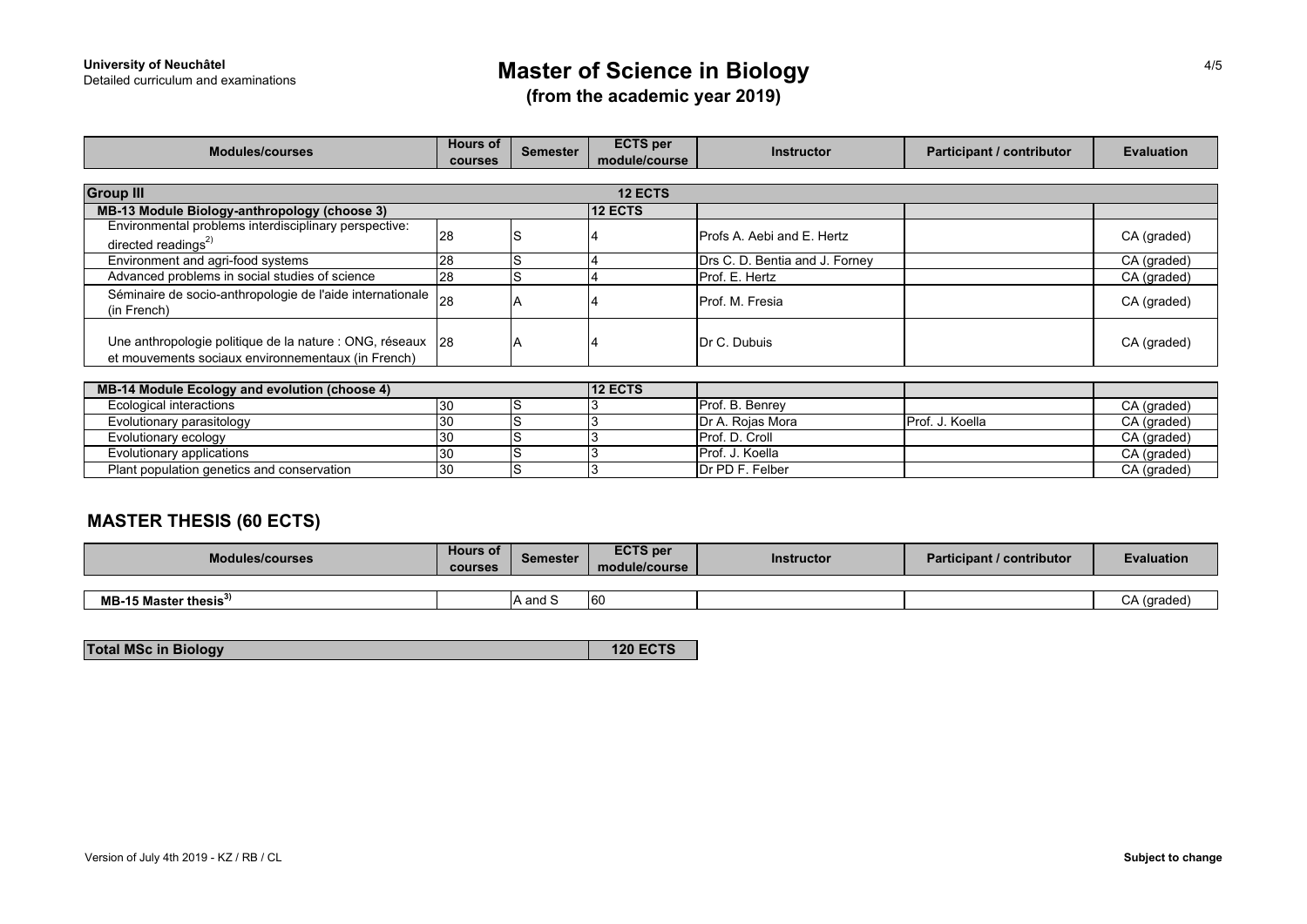| Modules/courses | Hours of courses | Semester | ECTS per module/course | Instructor | Participant / contributor | Evaluation |
|---|---|---|---|---|---|---|
| **Group III** | | | **12 ECTS** | | | |
| **MB-13 Module Biology-anthropology (choose 3)** | | | **12 ECTS** | | | |
| Environmental problems interdisciplinary perspective: directed readings[2)] | 28 | S | 4 | Profs A. Aebi and E. Hertz | | CA (graded) |
| Environment and agri-food systems | 28 | S | 4 | Drs C. D. Bentia and J. Forney | | CA (graded) |
| Advanced problems in social studies of science | 28 | S | 4 | Prof. E. Hertz | | CA (graded) |
| Séminaire de socio-anthropologie de l'aide internationale (in French) | 28 | A | 4 | Prof. M. Fresia | | CA (graded) |
| Une anthropologie politique de la nature : ONG, réseaux et mouvements sociaux environnementaux (in French) | 28 | A | 4 | Dr C. Dubuis | | CA (graded) |
| **MB-14 Module Ecology and evolution (choose 4)** | | | **12 ECTS** | | | |
| Ecological interactions | 30 | S | 3 | Prof. B. Benrey | | CA (graded) |
| Evolutionary parasitology | 30 | S | 3 | Dr A. Rojas Mora | Prof. J. Koella | CA (graded) |
| Evolutionary ecology | 30 | S | 3 | Prof. D. Croll | | CA (graded) |
| Evolutionary applications | 30 | S | 3 | Prof. J. Koella | | CA (graded) |
| Plant population genetics and conservation | 30 | S | 3 | Dr PD F. Felber | | CA (graded) |

## MASTER THESIS (60 ECTS)

| Modules/courses | Hours of courses | Semester | ECTS per module/course | Instructor | Participant / contributor | Evaluation |
|---|---|---|---|---|---|---|
| **MB-15 Master thesis[3)]** | | A and S | 60 | | | CA (graded) |

| **Total MSc in Biology** | **120 ECTS** |
|---|---|

Version of July 4th 2019 - KZ / RB / CL

**Subject to change**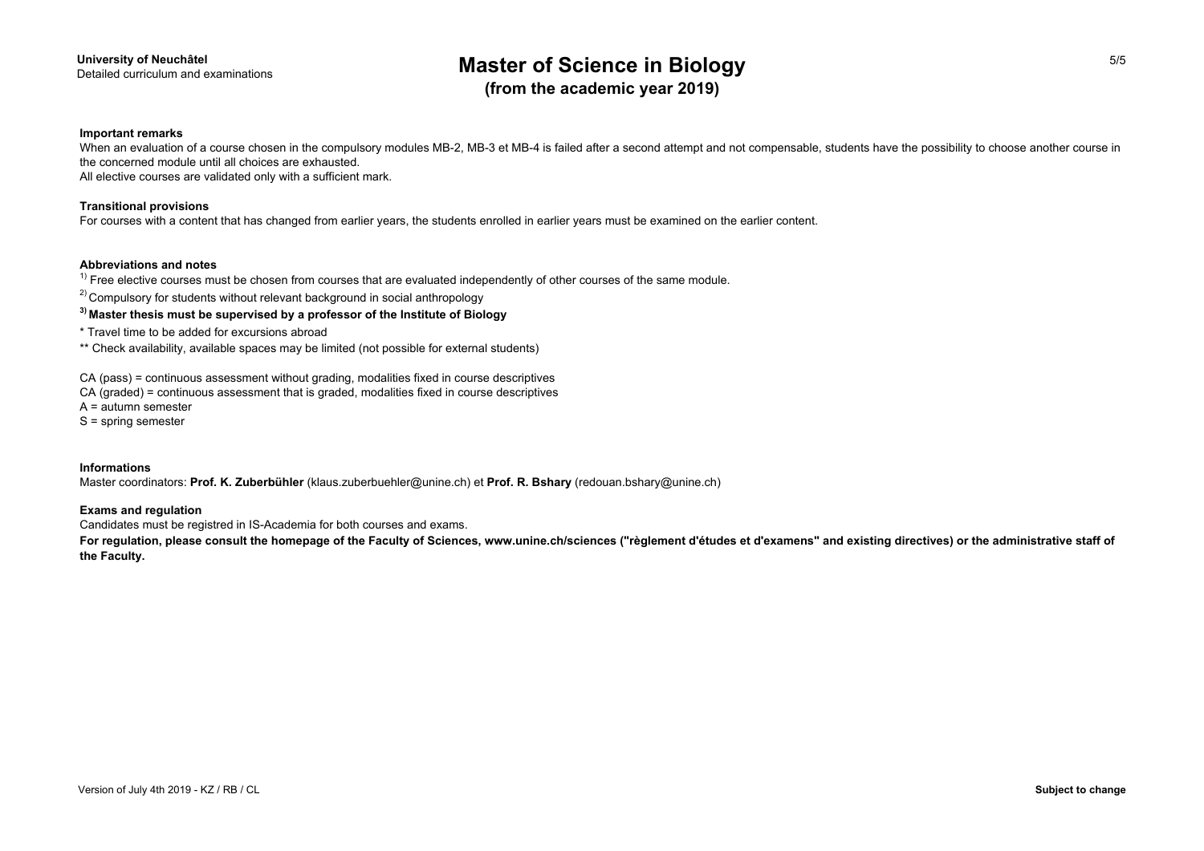**Important remarks**

When an evaluation of a course chosen in the compulsory modules MB-2, MB-3 et MB-4 is failed after a second attempt and not compensable, students have the possibility to choose another course in the concerned module until all choices are exhausted.
All elective courses are validated only with a sufficient mark.

**Transitional provisions**

For courses with a content that has changed from earlier years, the students enrolled in earlier years must be examined on the earlier content.

**Abbreviations and notes**

1) Free elective courses must be chosen from courses that are evaluated independently of other courses of the same module.

2) Compulsory for students without relevant background in social anthropology

**3) Master thesis must be supervised by a professor of the Institute of Biology**

* Travel time to be added for excursions abroad

** Check availability, available spaces may be limited (not possible for external students)

CA (pass) = continuous assessment without grading, modalities fixed in course descriptives
CA (graded) = continuous assessment that is graded, modalities fixed in course descriptives
A = autumn semester
S = spring semester

**Informations**

Master coordinators: **Prof. K. Zuberbühler** (klaus.zuberbuehler@unine.ch) et **Prof. R. Bshary** (redouan.bshary@unine.ch)

**Exams and regulation**

Candidates must be registred in IS-Academia for both courses and exams.
**For regulation, please consult the homepage of the Faculty of Sciences, www.unine.ch/sciences ("règlement d'études et d'examens" and existing directives) or the administrative staff of the Faculty.**

Version of July 4th 2019 - KZ / RB / CL

**Subject to change**